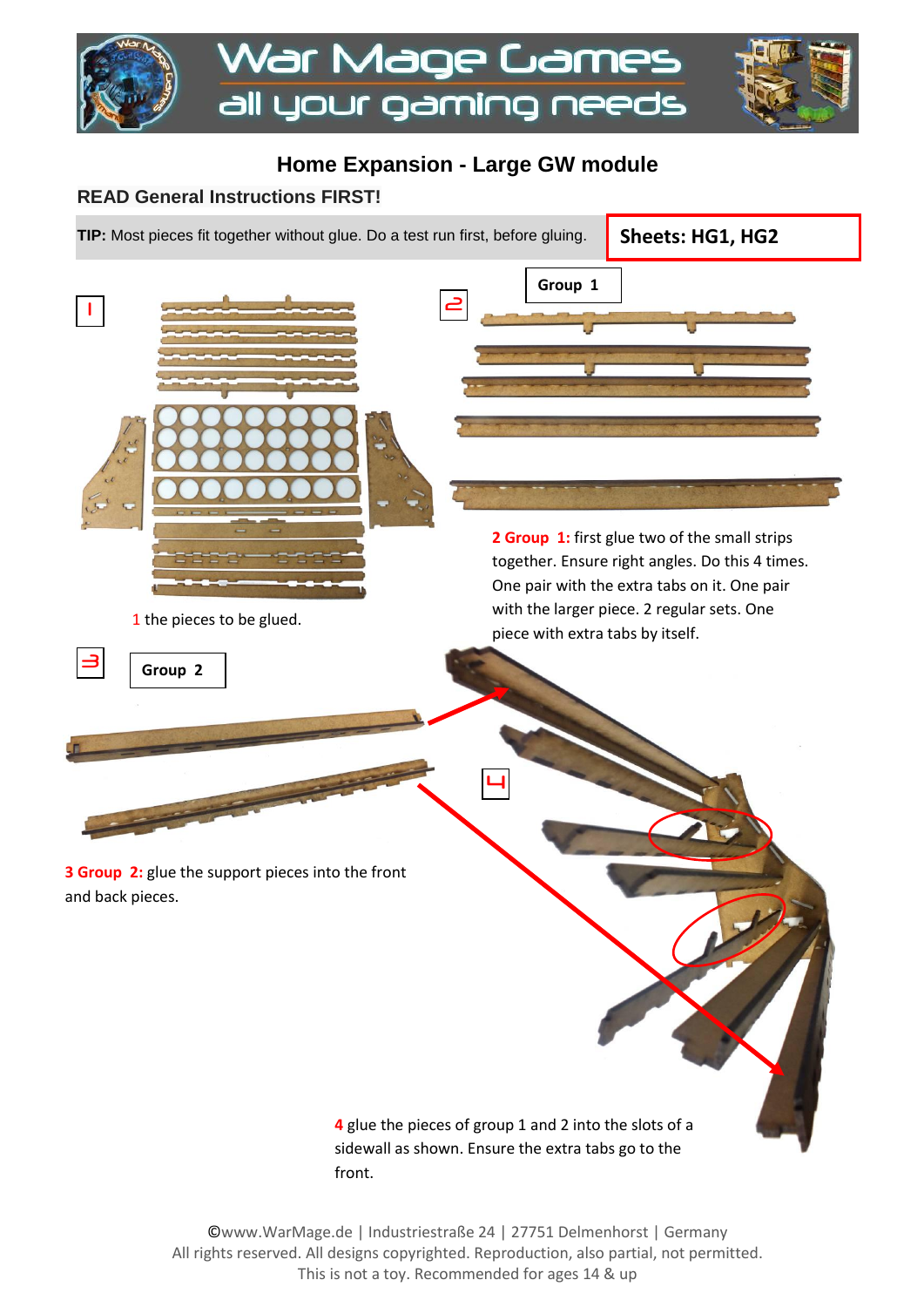# Home Expansion - Large GW module

## READ General Instructions FIRST!

**TIP:** Most pieces fit together without glue. Do a test run first, before gluing.

**Sheets: HG1, HG2**

1

1 the pieces to be glued.

2

**Group 1**

**2 Group 1:** first glue two of the small strips together. Ensure right angles. Do this 4 times. One pair with the extra tabs on it. One pair with the larger piece. 2 regular sets. One piece with extra tabs by itself.

3

**Group 2**

**3 Group 2:** glue the support pieces into the front and back pieces.

4

**4** glue the pieces of group 1 and 2 into the slots of a sidewall as shown. Ensure the extra tabs go to the front.

©www.WarMage.de | Industriestraße 24 | 27751 Delmenhorst | Germany
All rights reserved. All designs copyrighted. Reproduction, also partial, not permitted.
This is not a toy. Recommended for ages 14 & up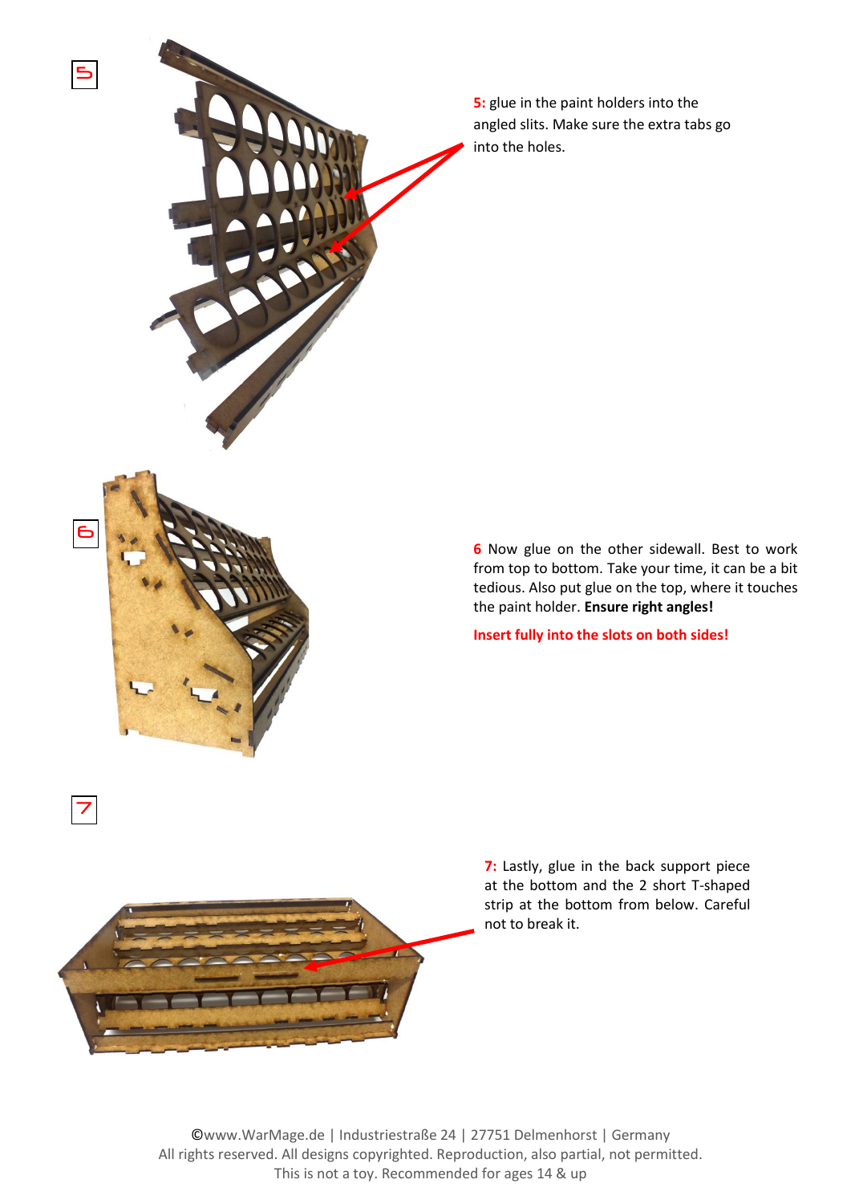5

**5:** glue in the paint holders into the angled slits. Make sure the extra tabs go into the holes.

6

**6** Now glue on the other sidewall. Best to work from top to bottom. Take your time, it can be a bit tedious. Also put glue on the top, where it touches the paint holder. **Ensure right angles!**

**Insert fully into the slots on both sides!**

7

**7:** Lastly, glue in the back support piece at the bottom and the 2 short T-shaped strip at the bottom from below. Careful not to break it.

©www.WarMage.de | Industriestraße 24 | 27751 Delmenhorst | Germany
All rights reserved. All designs copyrighted. Reproduction, also partial, not permitted.
This is not a toy. Recommended for ages 14 & up